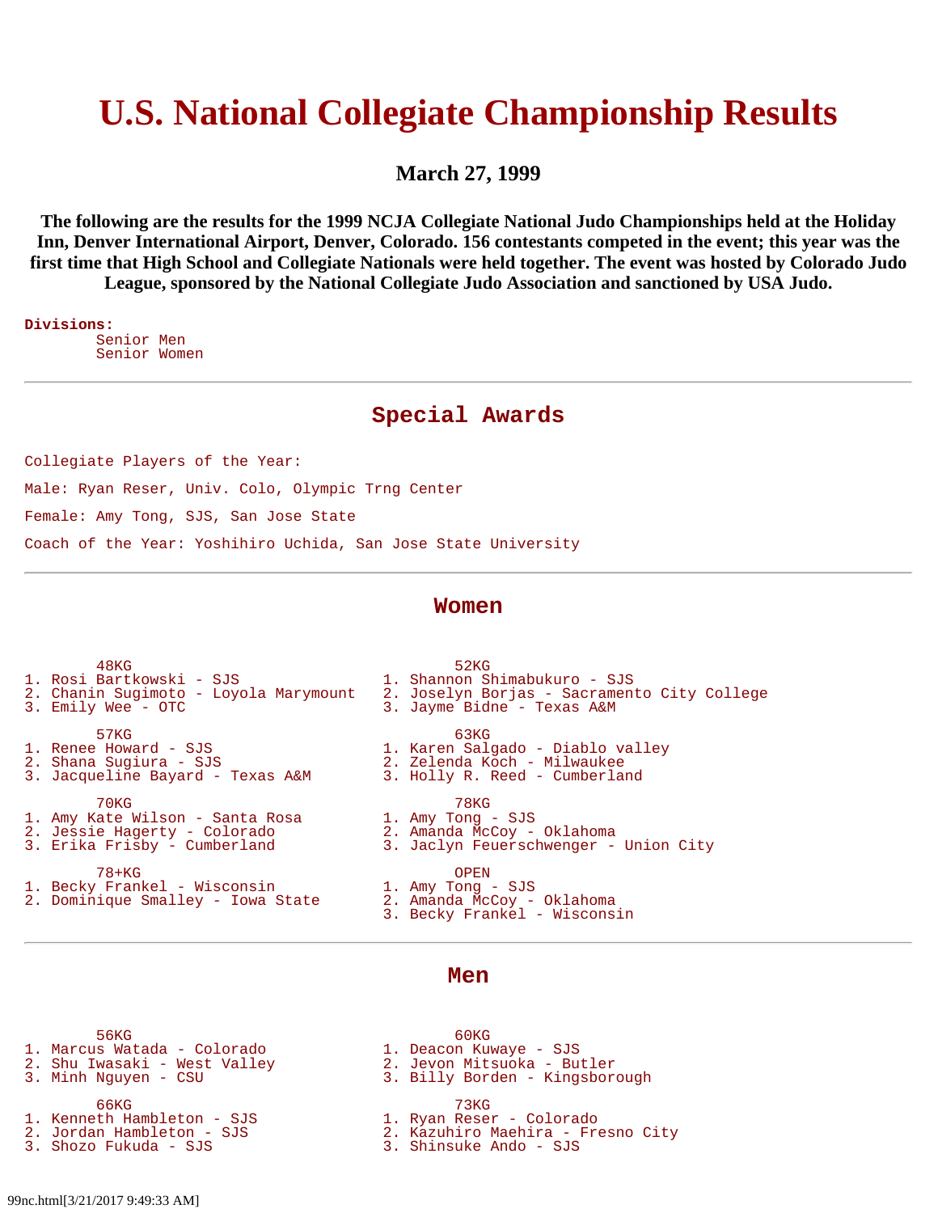# U.S. National Collegiate Championship Results

### March 27, 1999

**The following are the results for the 1999 NCJA Collegiate National Judo Championships held at the Holiday Inn, Denver International Airport, Denver, Colorado. 156 contestants competed in the event; this year was the first time that High School and Collegiate Nationals were held together. The event was hosted by Colorado Judo League, sponsored by the National Collegiate Judo Association and sanctioned by USA Judo.**

**Divisions:**

- Senior Men
- Senior Women

---

## Special Awards

Collegiate Players of the Year:

Male: Ryan Reser, Univ. Colo, Olympic Trng Center

Female: Amy Tong, SJS, San Jose State

Coach of the Year: Yoshihiro Uchida, San Jose State University

---

## Women

```
        48KG
1. Rosi Bartkowski - SJS
2. Chanin Sugimoto - Loyola Marymount
3. Emily Wee - OTC

        52KG
1. Shannon Shimabukuro - SJS
2. Joselyn Borjas - Sacramento City College
3. Jayme Bidne - Texas A&M

        57KG
1. Renee Howard - SJS
2. Shana Sugiura - SJS
3. Jacqueline Bayard - Texas A&M

        63KG
1. Karen Salgado - Diablo valley
2. Zelenda Koch - Milwaukee
3. Holly R. Reed - Cumberland

        70KG
1. Amy Kate Wilson - Santa Rosa
2. Jessie Hagerty - Colorado
3. Erika Frisby - Cumberland

        78KG
1. Amy Tong - SJS
2. Amanda McCoy - Oklahoma
3. Jaclyn Feuerschwenger - Union City

        78+KG
1. Becky Frankel - Wisconsin
2. Dominique Smalley - Iowa State

        OPEN
1. Amy Tong - SJS
2. Amanda McCoy - Oklahoma
3. Becky Frankel - Wisconsin
```

---

## Men

```
        56KG
1. Marcus Watada - Colorado
2. Shu Iwasaki - West Valley
3. Minh Nguyen - CSU

        60KG
1. Deacon Kuwaye - SJS
2. Jevon Mitsuoka - Butler
3. Billy Borden - Kingsborough

        66KG
1. Kenneth Hambleton - SJS
2. Jordan Hambleton - SJS
3. Shozo Fukuda - SJS

        73KG
1. Ryan Reser - Colorado
2. Kazuhiro Maehira - Fresno City
3. Shinsuke Ando - SJS
```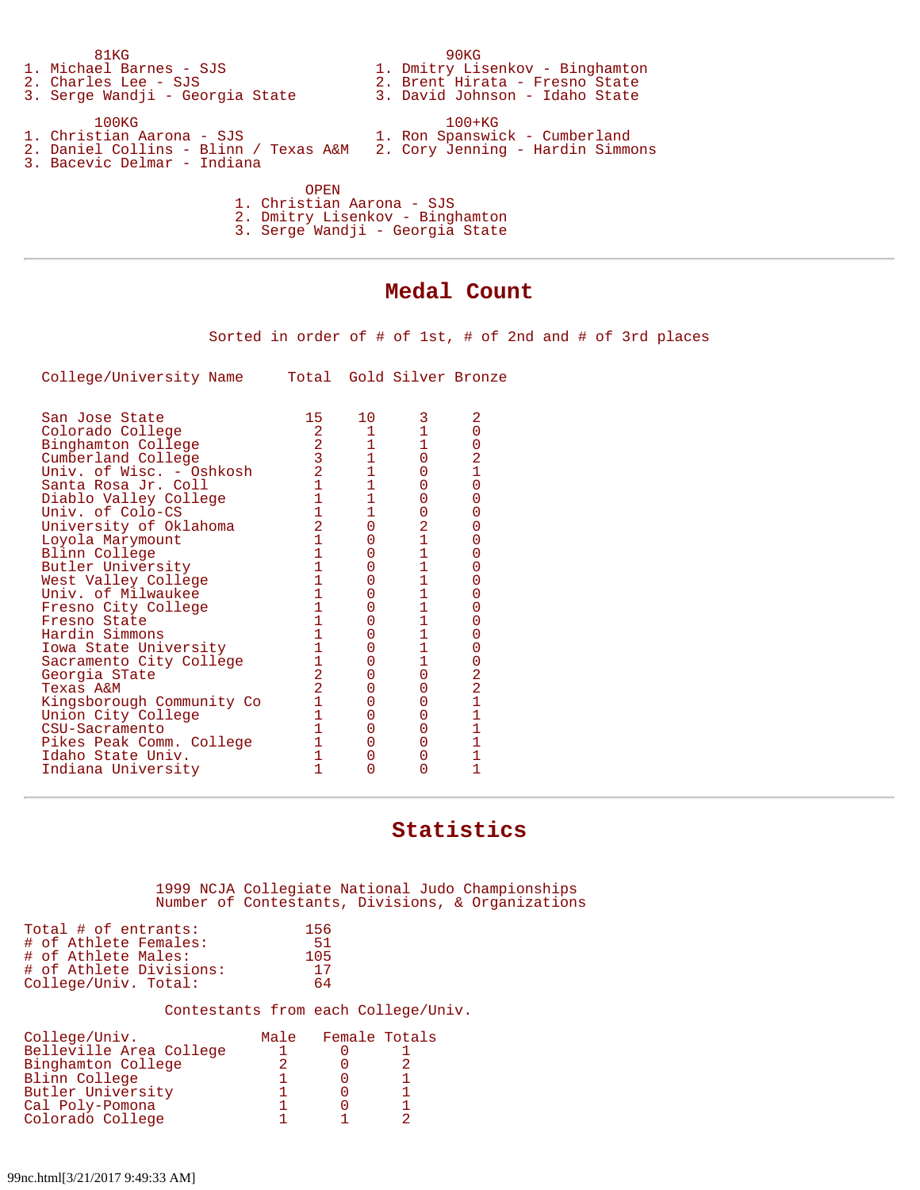**81KG**

1. Michael Barnes - SJS
2. Charles Lee - SJS
3. Serge Wandji - Georgia State

**90KG**

1. Dmitry Lisenkov - Binghamton
2. Brent Hirata - Fresno State
3. David Johnson - Idaho State

**100KG**

1. Christian Aarona - SJS
2. Daniel Collins - Blinn / Texas A&M
3. Bacevic Delmar - Indiana

**100+KG**

1. Ron Spanswick - Cumberland
2. Cory Jenning - Hardin Simmons

**OPEN**

1. Christian Aarona - SJS
2. Dmitry Lisenkov - Binghamton
3. Serge Wandji - Georgia State

---

## Medal Count

Sorted in order of # of 1st, # of 2nd and # of 3rd places

| College/University Name | Total | Gold | Silver | Bronze |
|---|---|---|---|---|
| San Jose State | 15 | 10 | 3 | 2 |
| Colorado College | 2 | 1 | 1 | 0 |
| Binghamton College | 2 | 1 | 1 | 0 |
| Cumberland College | 3 | 1 | 0 | 2 |
| Univ. of Wisc. - Oshkosh | 2 | 1 | 0 | 1 |
| Santa Rosa Jr. Coll | 1 | 1 | 0 | 0 |
| Diablo Valley College | 1 | 1 | 0 | 0 |
| Univ. of Colo-CS | 1 | 1 | 0 | 0 |
| University of Oklahoma | 2 | 0 | 2 | 0 |
| Loyola Marymount | 1 | 0 | 1 | 0 |
| Blinn College | 1 | 0 | 1 | 0 |
| Butler University | 1 | 0 | 1 | 0 |
| West Valley College | 1 | 0 | 1 | 0 |
| Univ. of Milwaukee | 1 | 0 | 1 | 0 |
| Fresno City College | 1 | 0 | 1 | 0 |
| Fresno State | 1 | 0 | 1 | 0 |
| Hardin Simmons | 1 | 0 | 1 | 0 |
| Iowa State University | 1 | 0 | 1 | 0 |
| Sacramento City College | 1 | 0 | 1 | 0 |
| Georgia STate | 2 | 0 | 0 | 2 |
| Texas A&M | 2 | 0 | 0 | 2 |
| Kingsborough Community Co | 1 | 0 | 0 | 1 |
| Union City College | 1 | 0 | 0 | 1 |
| CSU-Sacramento | 1 | 0 | 0 | 1 |
| Pikes Peak Comm. College | 1 | 0 | 0 | 1 |
| Idaho State Univ. | 1 | 0 | 0 | 1 |
| Indiana University | 1 | 0 | 0 | 1 |

---

## Statistics

1999 NCJA Collegiate National Judo Championships
Number of Contestants, Divisions, & Organizations

| | |
|---|---|
| Total # of entrants: | 156 |
| # of Athlete Females: | 51 |
| # of Athlete Males: | 105 |
| # of Athlete Divisions: | 17 |
| College/Univ. Total: | 64 |

Contestants from each College/Univ.

| College/Univ. | Male | Female | Totals |
|---|---|---|---|
| Belleville Area College | 1 | 0 | 1 |
| Binghamton College | 2 | 0 | 2 |
| Blinn College | 1 | 0 | 1 |
| Butler University | 1 | 0 | 1 |
| Cal Poly-Pomona | 1 | 0 | 1 |
| Colorado College | 1 | 1 | 2 |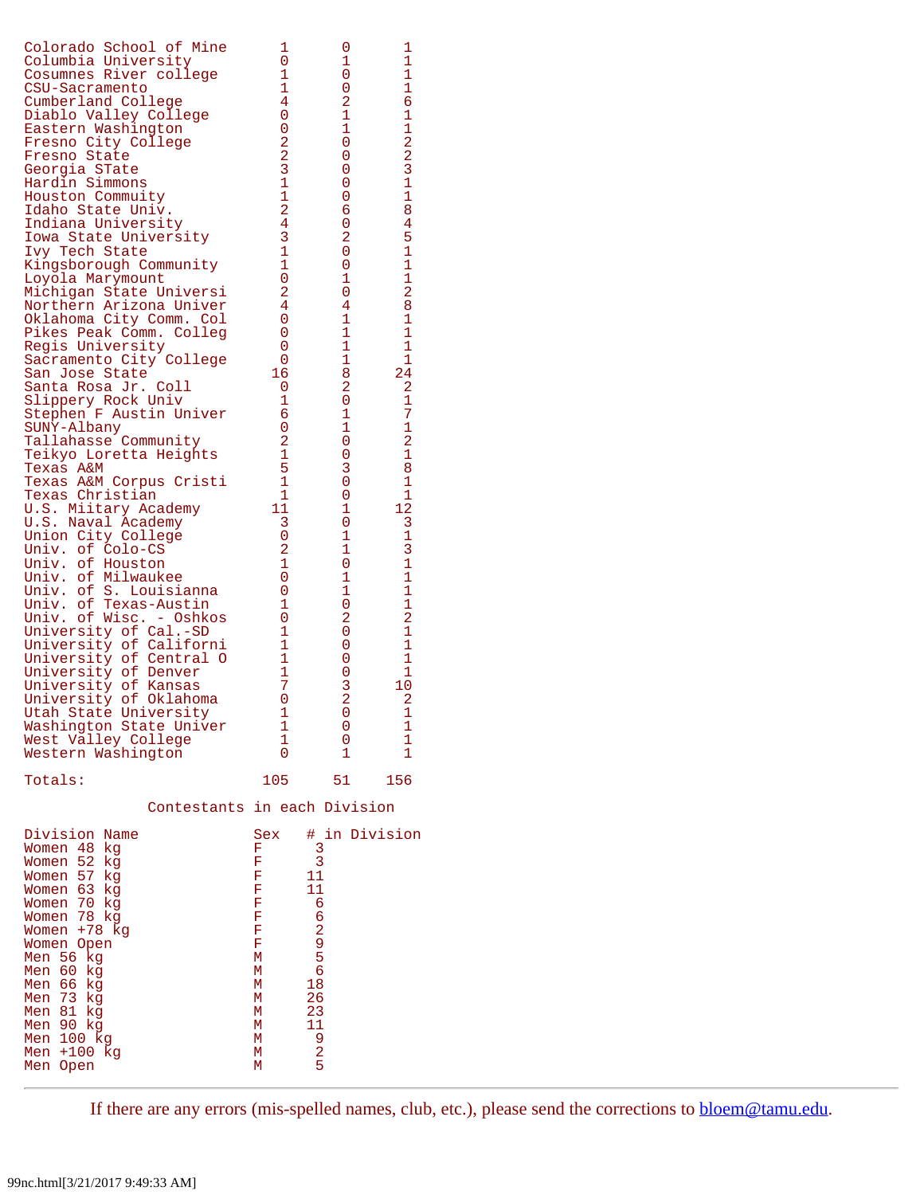| | | | |
|---|---|---|---|
| Colorado School of Mine | 1 | 0 | 1 |
| Columbia University | 0 | 1 | 1 |
| Cosumnes River college | 1 | 0 | 1 |
| CSU-Sacramento | 1 | 0 | 1 |
| Cumberland College | 4 | 2 | 6 |
| Diablo Valley College | 0 | 1 | 1 |
| Eastern Washington | 0 | 1 | 1 |
| Fresno City College | 2 | 0 | 2 |
| Fresno State | 2 | 0 | 2 |
| Georgia STate | 3 | 0 | 3 |
| Hardin Simmons | 1 | 0 | 1 |
| Houston Commuity | 1 | 0 | 1 |
| Idaho State Univ. | 2 | 6 | 8 |
| Indiana University | 4 | 0 | 4 |
| Iowa State University | 3 | 2 | 5 |
| Ivy Tech State | 1 | 0 | 1 |
| Kingsborough Community | 1 | 0 | 1 |
| Loyola Marymount | 0 | 1 | 1 |
| Michigan State Universi | 2 | 0 | 2 |
| Northern Arizona Univer | 4 | 4 | 8 |
| Oklahoma City Comm. Col | 0 | 1 | 1 |
| Pikes Peak Comm. Colleg | 0 | 1 | 1 |
| Regis University | 0 | 1 | 1 |
| Sacramento City College | 0 | 1 | 1 |
| San Jose State | 16 | 8 | 24 |
| Santa Rosa Jr. Coll | 0 | 2 | 2 |
| Slippery Rock Univ | 1 | 0 | 1 |
| Stephen F Austin Univer | 6 | 1 | 7 |
| SUNY-Albany | 0 | 1 | 1 |
| Tallahasse Community | 2 | 0 | 2 |
| Teikyo Loretta Heights | 1 | 0 | 1 |
| Texas A&M | 5 | 3 | 8 |
| Texas A&M Corpus Cristi | 1 | 0 | 1 |
| Texas Christian | 1 | 0 | 1 |
| U.S. Miitary Academy | 11 | 1 | 12 |
| U.S. Naval Academy | 3 | 0 | 3 |
| Union City College | 0 | 1 | 1 |
| Univ. of Colo-CS | 2 | 1 | 3 |
| Univ. of Houston | 1 | 0 | 1 |
| Univ. of Milwaukee | 0 | 1 | 1 |
| Univ. of S. Louisianna | 0 | 1 | 1 |
| Univ. of Texas-Austin | 1 | 0 | 1 |
| Univ. of Wisc. - Oshkos | 0 | 2 | 2 |
| University of Cal.-SD | 1 | 0 | 1 |
| University of Californi | 1 | 0 | 1 |
| University of Central O | 1 | 0 | 1 |
| University of Denver | 1 | 0 | 1 |
| University of Kansas | 7 | 3 | 10 |
| University of Oklahoma | 0 | 2 | 2 |
| Utah State University | 1 | 0 | 1 |
| Washington State Univer | 1 | 0 | 1 |
| West Valley College | 1 | 0 | 1 |
| Western Washington | 0 | 1 | 1 |
| Totals: | 105 | 51 | 156 |

Contestants in each Division

| Division Name | Sex | # in Division |
|---|---|---|
| Women 48 kg | F | 3 |
| Women 52 kg | F | 3 |
| Women 57 kg | F | 11 |
| Women 63 kg | F | 11 |
| Women 70 kg | F | 6 |
| Women 78 kg | F | 6 |
| Women +78 kg | F | 2 |
| Women Open | F | 9 |
| Men 56 kg | M | 5 |
| Men 60 kg | M | 6 |
| Men 66 kg | M | 18 |
| Men 73 kg | M | 26 |
| Men 81 kg | M | 23 |
| Men 90 kg | M | 11 |
| Men 100 kg | M | 9 |
| Men +100 kg | M | 2 |
| Men Open | M | 5 |

---

If there are any errors (mis-spelled names, club, etc.), please send the corrections to bloem@tamu.edu.